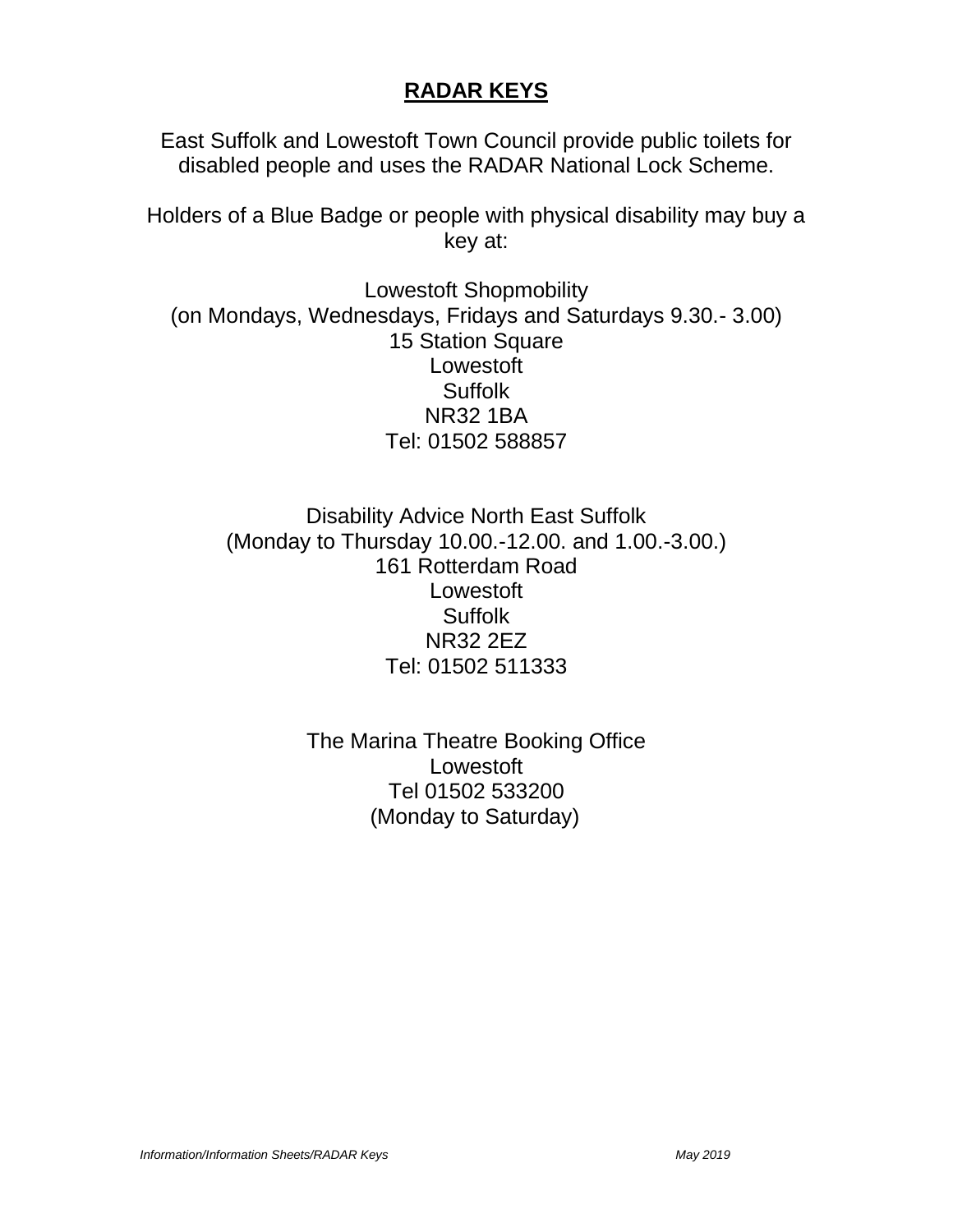# RADAR KEYS

East Suffolk and Lowestoft Town Council provide public toilets for disabled people and uses the RADAR National Lock Scheme.

Holders of a Blue Badge or people with physical disability may buy a key at:

Lowestoft Shopmobility
(on Mondays, Wednesdays, Fridays and Saturdays 9.30.- 3.00)
15 Station Square
Lowestoft
Suffolk
NR32 1BA
Tel: 01502 588857

Disability Advice North East Suffolk
(Monday to Thursday 10.00.-12.00. and 1.00.-3.00.)
161 Rotterdam Road
Lowestoft
Suffolk
NR32 2EZ
Tel: 01502 511333

The Marina Theatre Booking Office
Lowestoft
Tel 01502 533200
(Monday to Saturday)

*Information/Information Sheets/RADAR Keys* *May 2019*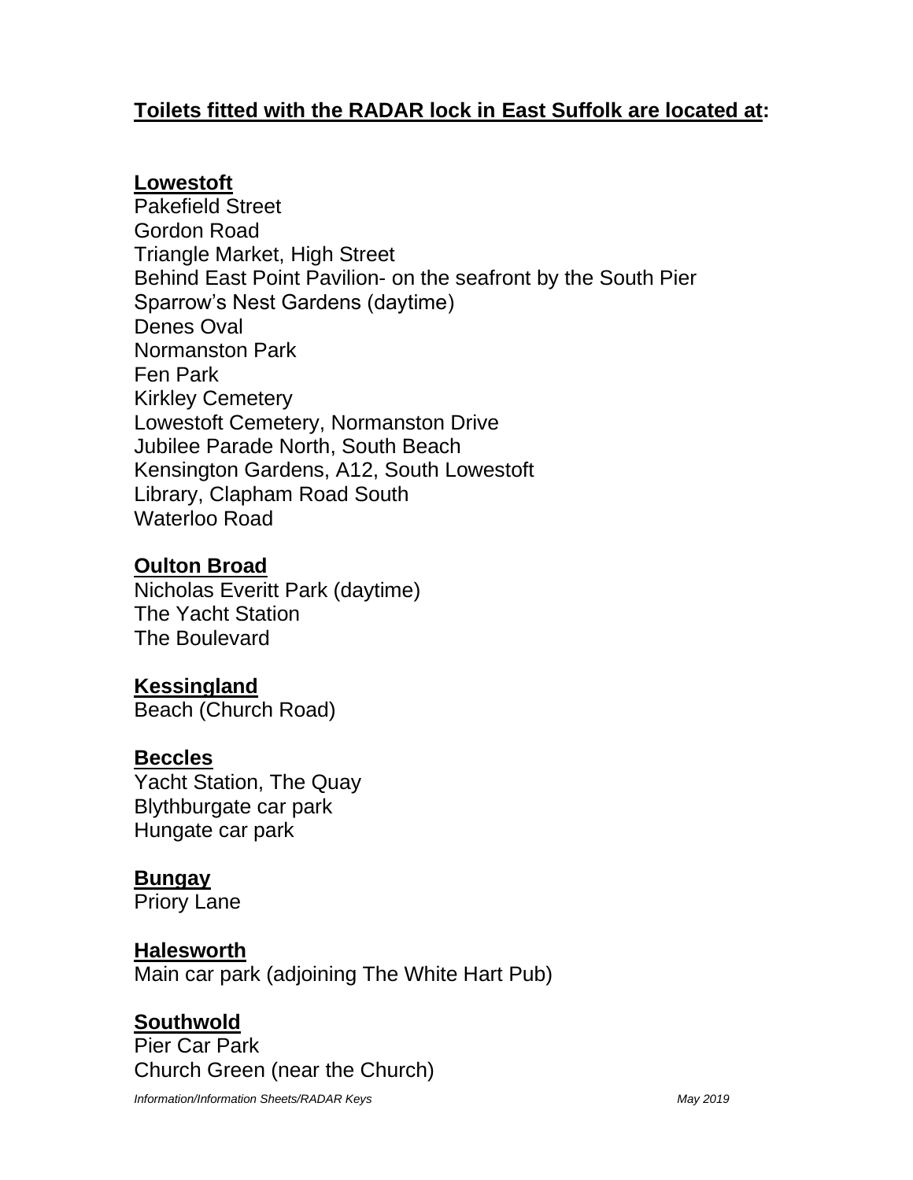## **Toilets fitted with the RADAR lock in East Suffolk are located at:**

**Lowestoft**
Pakefield Street
Gordon Road
Triangle Market, High Street
Behind East Point Pavilion- on the seafront by the South Pier
Sparrow's Nest Gardens (daytime)
Denes Oval
Normanston Park
Fen Park
Kirkley Cemetery
Lowestoft Cemetery, Normanston Drive
Jubilee Parade North, South Beach
Kensington Gardens, A12, South Lowestoft
Library, Clapham Road South
Waterloo Road

**Oulton Broad**
Nicholas Everitt Park (daytime)
The Yacht Station
The Boulevard

**Kessingland**
Beach (Church Road)

**Beccles**
Yacht Station, The Quay
Blythburgate car park
Hungate car park

**Bungay**
Priory Lane

**Halesworth**
Main car park (adjoining The White Hart Pub)

**Southwold**
Pier Car Park
Church Green (near the Church)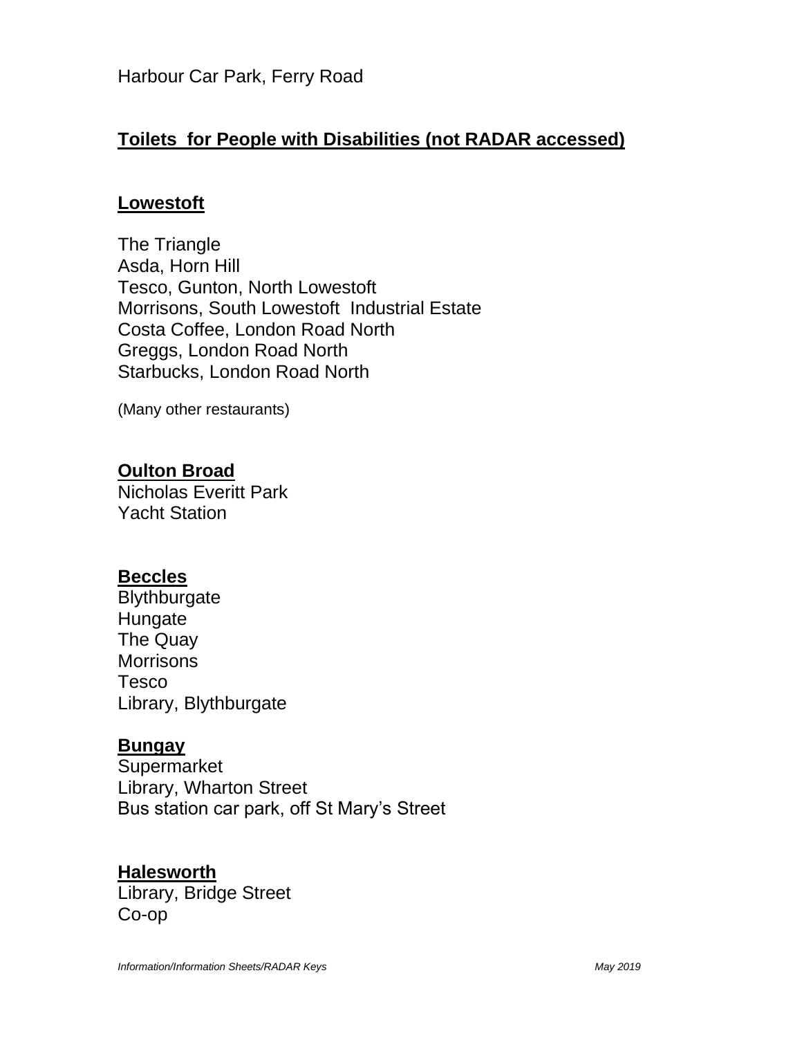Harbour Car Park, Ferry Road

## Toilets for People with Disabilities (not RADAR accessed)

### Lowestoft

The Triangle
Asda, Horn Hill
Tesco, Gunton, North Lowestoft
Morrisons, South Lowestoft Industrial Estate
Costa Coffee, London Road North
Greggs, London Road North
Starbucks, London Road North

(Many other restaurants)

### Oulton Broad

Nicholas Everitt Park
Yacht Station

### Beccles

Blythburgate
Hungate
The Quay
Morrisons
Tesco
Library, Blythburgate

### Bungay

Supermarket
Library, Wharton Street
Bus station car park, off St Mary's Street

### Halesworth

Library, Bridge Street
Co-op